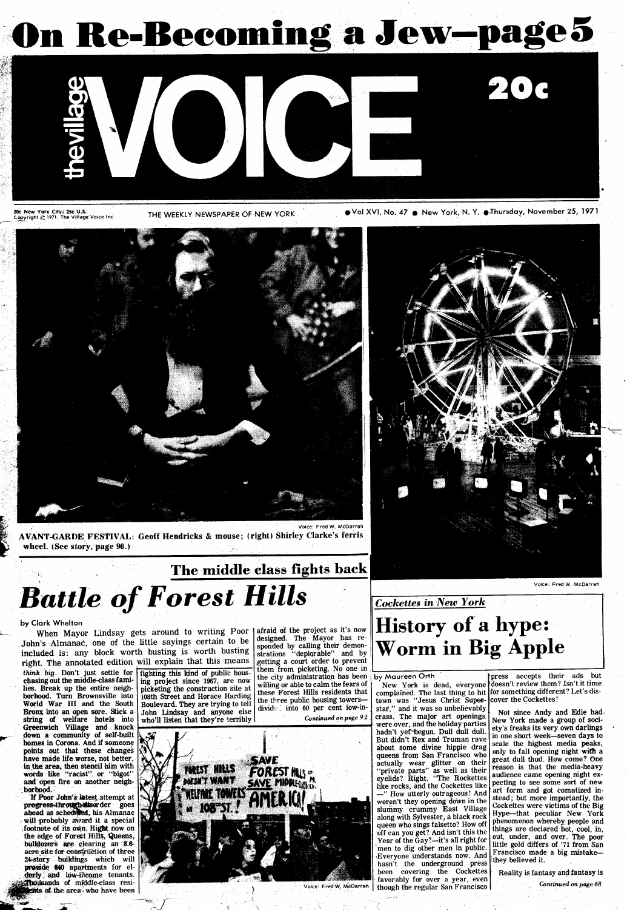# On Re-Becoming a Jew—page 5

# the village VOICE

20c

20c New York City; 25c U.S.
Copyright © 1971, The Village Voice Inc.

THE WEEKLY NEWSPAPER OF NEW YORK

Vol XVI, No. 47 • New York, N. Y. • Thursday, November 25, 1971

Voice: Fred W. McDarrah

AVANT-GARDE FESTIVAL: Geoff Hendricks & mouse; (right) Shirley Clarke's ferris wheel. (See story, page 90.)

Voice: Fred W. McDarrah

## The middle class fights back

# Battle of Forest Hills

by Clark Whelton

When Mayor Lindsay gets around to writing Poor John's Almanac, one of the little sayings certain to be included is: any block worth busting is worth busting right. The annotated edition will explain that this means *think big*. Don't just settle for chasing out the middle-class families. Break up the entire neighborhood. Turn Brownsville into World War III and the South Bronx into an open sore. Stick a string of welfare hotels into Greenwich Village and knock down a community of self-built homes in Corona. And if someone points out that these changes have made life worse, not better, in the area, then stencil him with words like "racist" or "bigot" and open fire on another neighborhood.

If Poor John's latest attempt at progress-through-disorder goes ahead as scheduled, his Almanac will probably award it a special footnote of its own. Right now on the edge of Forest Hills, Queens, bulldozers are clearing an 8.6-acre site for construction of three 24-story buildings which will provide 840 apartments for elderly and low-income tenants. Thousands of middle-class residents of the area who have been fighting this kind of public housing project since 1967, are now picketing the construction site at 108th Street and Horace Harding Boulevard. They are trying to tell John Lindsay and anyone else who'll listen that they're terribly afraid of the project as it's now designed. The Mayor has responded by calling their demonstrations "deplorable" and by getting a court order to prevent them from picketing. No one in the city administration has been willing or able to calm the fears of these Forest Hills residents that the three public housing towers—divided into 60 per cent low-in-

*Continued on page 92*

Voice: Fred W. McDarrah

*Cockettes in New York*

# History of a hype: Worm in Big Apple

by Maureen Orth

New York is dead, everyone complained. The last thing to hit town was "Jesus Christ Superstar," and it was so unbelievably crass. The major art openings were over, and the holiday parties hadn't yet begun. Dull dull dull. But didn't Rex and Truman rave about some divine hippie drag queens from San Francisco who actually wear glitter on their "private parts" as well as their eyelids? Right. "The Rockettes like rocks, and the Cockettes like —" How utterly outrageous! And weren't they opening down in the slummy crummy East Village along with Sylvester, a black rock queen who sings falsetto? How off off can you get? And isn't this the Year of the Gay?—it's all right for men to dig other men in public. Everyone understands now. And hasn't the underground press been covering the Cockettes favorably for over a year, even though the regular San Francisco press accepts their ads but doesn't review them? Isn't it time for something different? Let's discover the Cockettes!

Not since Andy and Edie had New York made a group of society's freaks its very own darlings in one short week—seven days to scale the highest media peaks, only to fall opening night with a great dull thud. How come? One reason is that the media-heavy Cockettes were victims of the Big Hype—that peculiar New York phenomenon whereby people and things are declared hot, cool, in, out, under, and over. The poor little gold differs of '71 from San Francisco made a big mistake—they believed it.

Reality is fantasy and fantasy is

*Continued on page 68*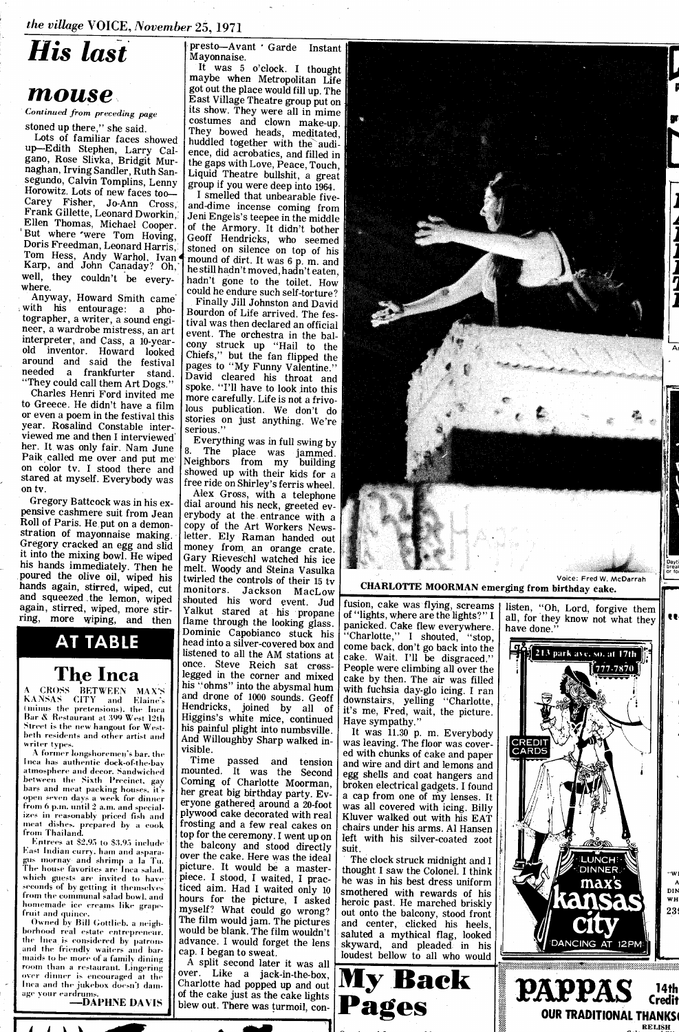# His last mouse

*Continued from preceding page*

stoned up there," she said.

Lots of familiar faces showed up—Edith Stephen, Larry Calgano, Rose Slivka, Bridgit Murnaghan, Irving Sandler, Ruth Sansegundo, Calvin Tomplins, Lenny Horowitz. Lots of new faces too—Carey Fisher, Jo-Ann Cross, Frank Gillette, Leonard Dworkin, Ellen Thomas, Michael Cooper. But where were Tom Hoving, Doris Freedman, Leonard Harris, Tom Hess, Andy Warhol, Ivan Karp, and John Canaday? Oh, well, they couldn't be everywhere.

Anyway, Howard Smith came with his entourage: a photographer, a writer, a sound engineer, a wardrobe mistress, an art interpreter, and Cass, a 10-year-old inventor. Howard looked around and said the festival needed a frankfurter stand. "They could call them Art Dogs."

Charles Henri Ford invited me to Greece. He didn't have a film or even a poem in the festival this year. Rosalind Constable interviewed me and then I interviewed her. It was only fair. Nam June Paik called me over and put me on color tv. I stood there and stared at myself. Everybody was on tv.

Gregory Battcock was in his expensive cashmere suit from Jean Roll of Paris. He put on a demonstration of mayonnaise making. Gregory cracked an egg and slid it into the mixing bowl. He wiped his hands immediately. Then he poured the olive oil, wiped his hands again, stirred, wiped, cut and squeezed the lemon, wiped again, stirred, wiped, more stirring, more wiping, and then presto—Avant · Garde Instant Mayonnaise.

It was 5 o'clock. I thought maybe when Metropolitan Life got out the place would fill up. The East Village Theatre group put on its show. They were all in mime costumes and clown make-up. They bowed heads, meditated, huddled together with the audience, did acrobatics, and filled in the gaps with Love, Peace, Touch, Liquid Theatre bullshit, a great group if you were deep into 1964.

I smelled that unbearable five-and-dime incense coming from Jeni Engels's teepee in the middle of the Armory. It didn't bother Geoff Hendricks, who seemed stoned on silence on top of his mound of dirt. It was 6 p. m. and he still hadn't moved, hadn't eaten, hadn't gone to the toilet. How could he endure such self-torture?

Finally Jill Johnston and David Bourdon of Life arrived. The festival was then declared an official event. The orchestra in the balcony struck up "Hail to the Chiefs," but the fan flipped the pages to "My Funny Valentine." David cleared his throat and spoke. "I'll have to look into this more carefully. Life is not a frivolous publication. We don't do stories on just anything. We're serious."

Everything was in full swing by 8. The place was jammed. Neighbors from my building showed up with their kids for a free ride on Shirley's ferris wheel.

Alex Gross, with a telephone dial around his neck, greeted everybody at the entrance with a copy of the Art Workers Newsletter. Ely Raman handed out money from an orange crate. Gary Rieveschl watched his ice melt. Woody and Steina Vasulka twirled the controls of their 15 tv monitors. Jackson MacLow shouted his word event. Jud Yalkut stared at his propane flame through the looking glass. Dominic Capobianco stuck his head into a silver-covered box and listened to all the AM stations at once. Steve Reich sat cross-legged in the corner and mixed his "ohms" into the abysmal hum and drone of 1000 sounds. Geoff Hendricks, joined by all of Higgins's white mice, continued his painful plight into numbsville. And Willoughby Sharp walked invisible.

Time passed and tension mounted. It was the Second Coming of Charlotte Moorman, her great big birthday party. Everyone gathered around a 20-foot plywood cake decorated with real frosting and a few real cakes on top for the ceremony. I went up on the balcony and stood directly over the cake. Here was the ideal picture. It would be a masterpiece. I stood, I waited, I practiced aim. Had I waited only 10 hours for the picture, I asked myself? What could go wrong? The film would jam. The pictures would be blank. The film wouldn't advance. I would forget the lens cap. I began to sweat.

A split second later it was all over. Like a jack-in-the-box, Charlotte had popped up and out of the cake just as the cake lights blew out. There was turmoil, confusion, cake was flying, screams of "lights, where are the lights?" I panicked. Cake flew everywhere. "Charlotte," I shouted, "stop, come back, don't go back into the cake. Wait. I'll be disgraced." People were climbing all over the cake by then. The air was filled with fuchsia day-glo icing. I ran downstairs, yelling "Charlotte, it's me, Fred, wait, the picture. Have sympathy."

It was 11.30 p. m. Everybody was leaving. The floor was covered with chunks of cake and paper and wire and dirt and lemons and egg shells and coat hangers and broken electrical gadgets. I found a cap from one of my lenses. It was all covered with icing. Billy Kluver walked out with his EAT chairs under his arms. Al Hansen left with his silver-coated zoot suit.

The clock struck midnight and I thought I saw the Colonel. I think he was in his best dress uniform smothered with rewards of his heroic past. He marched briskly out onto the balcony, stood front and center, clicked his heels, saluted a mythical flag, looked skyward, and pleaded in his loudest bellow to all who would listen, "Oh, Lord, forgive them all, for they know not what they have done."

Voice: Fred W. McDarrah

**CHARLOTTE MOORMAN emerging from birthday cake.**

## AT TABLE

### The Inca

A CROSS BETWEEN MAX'S KANSAS CITY and Elaine's (minus the pretensions), the Inca Bar & Restaurant at 399 West 12th Street is the new hangout for Westbeth residents and other artist and writer types.

A former longshoremen's bar, the Inca has authentic dock-of-the-bay atmosphere and decor. Sandwiched between the Sixth Precinct, gay bars and meat packing houses, it's open seven days a week for dinner from 6 p.m. until 2 a.m. and specializes in reasonably priced fish and meat dishes, prepared by a cook from Thailand.

Entrees at \$2.95 to \$3.95 include East Indian curry, ham and asparagus mornay and shrimp a la Tu. The house favorites are Inca salad, which guests are invited to have seconds of by getting it themselves from the communal salad bowl, and homemade ice creams like grapefruit and quince.

Owned by Bill Gottlieb, a neighborhood real estate entrepreneur, the Inca is considered by patrons and the friendly waiters and barmaids to be more of a family dining room than a restaurant. Lingering over dinner is encouraged at the Inca and the jukebox doesn't damage your eardrums.

—DAPHNE DAVIS

213 park ave. so. at 17th
777-7870
CREDIT CARDS
LUNCH · DINNER
max's kansas city
DANCING AT 12PM

## My Back Pages

PAPPAS 14th Credit
OUR TRADITIONAL THANKS